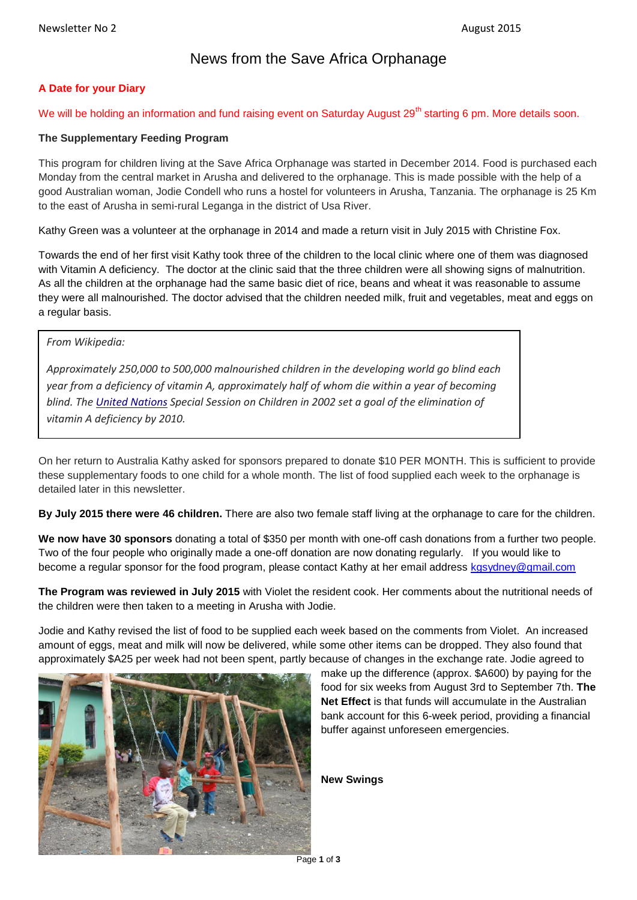Newsletter No 2 August 2015

# News from the Save Africa Orphanage

**A Date for your Diary**

We will be holding an information and fund raising event on Saturday August 29th starting 6 pm. More details soon.

**The Supplementary Feeding Program**

This program for children living at the Save Africa Orphanage was started in December 2014. Food is purchased each Monday from the central market in Arusha and delivered to the orphanage. This is made possible with the help of a good Australian woman, Jodie Condell who runs a hostel for volunteers in Arusha, Tanzania. The orphanage is 25 Km to the east of Arusha in semi-rural Leganga in the district of Usa River.

Kathy Green was a volunteer at the orphanage in 2014 and made a return visit in July 2015 with Christine Fox.

Towards the end of her first visit Kathy took three of the children to the local clinic where one of them was diagnosed with Vitamin A deficiency. The doctor at the clinic said that the three children were all showing signs of malnutrition. As all the children at the orphanage had the same basic diet of rice, beans and wheat it was reasonable to assume they were all malnourished. The doctor advised that the children needed milk, fruit and vegetables, meat and eggs on a regular basis.

> *From Wikipedia:*
>
> *Approximately 250,000 to 500,000 malnourished children in the developing world go blind each year from a deficiency of vitamin A, approximately half of whom die within a year of becoming blind. The United Nations Special Session on Children in 2002 set a goal of the elimination of vitamin A deficiency by 2010.*

On her return to Australia Kathy asked for sponsors prepared to donate $10 PER MONTH. This is sufficient to provide these supplementary foods to one child for a whole month. The list of food supplied each week to the orphanage is detailed later in this newsletter.

**By July 2015 there were 46 children.** There are also two female staff living at the orphanage to care for the children.

**We now have 30 sponsors** donating a total of $350 per month with one-off cash donations from a further two people. Two of the four people who originally made a one-off donation are now donating regularly. If you would like to become a regular sponsor for the food program, please contact Kathy at her email address kgsydney@gmail.com

**The Program was reviewed in July 2015** with Violet the resident cook. Her comments about the nutritional needs of the children were then taken to a meeting in Arusha with Jodie.

Jodie and Kathy revised the list of food to be supplied each week based on the comments from Violet. An increased amount of eggs, meat and milk will now be delivered, while some other items can be dropped. They also found that approximately $A25 per week had not been spent, partly because of changes in the exchange rate. Jodie agreed to make up the difference (approx. $A600) by paying for the food for six weeks from August 3rd to September 7th. **The Net Effect** is that funds will accumulate in the Australian bank account for this 6-week period, providing a financial buffer against unforeseen emergencies.

**New Swings**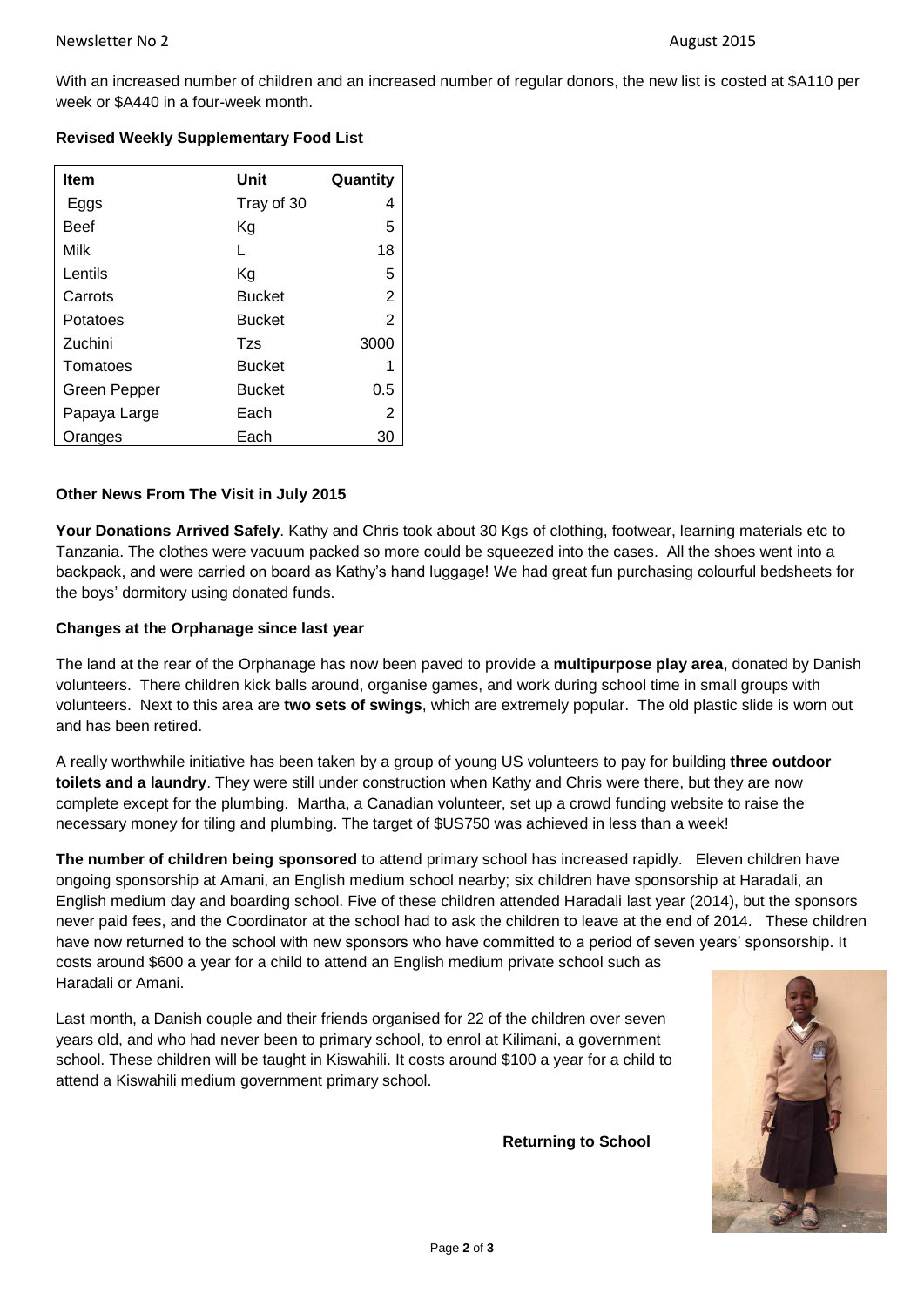With an increased number of children and an increased number of regular donors, the new list is costed at $A110 per week or $A440 in a four-week month.

**Revised Weekly Supplementary Food List**

| Item | Unit | Quantity |
|---|---|---|
| Eggs | Tray of 30 | 4 |
| Beef | Kg | 5 |
| Milk | L | 18 |
| Lentils | Kg | 5 |
| Carrots | Bucket | 2 |
| Potatoes | Bucket | 2 |
| Zuchini | Tzs | 3000 |
| Tomatoes | Bucket | 1 |
| Green Pepper | Bucket | 0.5 |
| Papaya Large | Each | 2 |
| Oranges | Each | 30 |

**Other News From The Visit in July 2015**

**Your Donations Arrived Safely**. Kathy and Chris took about 30 Kgs of clothing, footwear, learning materials etc to Tanzania. The clothes were vacuum packed so more could be squeezed into the cases. All the shoes went into a backpack, and were carried on board as Kathy's hand luggage! We had great fun purchasing colourful bedsheets for the boys' dormitory using donated funds.

**Changes at the Orphanage since last year**

The land at the rear of the Orphanage has now been paved to provide a **multipurpose play area**, donated by Danish volunteers. There children kick balls around, organise games, and work during school time in small groups with volunteers. Next to this area are **two sets of swings**, which are extremely popular. The old plastic slide is worn out and has been retired.

A really worthwhile initiative has been taken by a group of young US volunteers to pay for building **three outdoor toilets and a laundry**. They were still under construction when Kathy and Chris were there, but they are now complete except for the plumbing. Martha, a Canadian volunteer, set up a crowd funding website to raise the necessary money for tiling and plumbing. The target of $US750 was achieved in less than a week!

**The number of children being sponsored** to attend primary school has increased rapidly. Eleven children have ongoing sponsorship at Amani, an English medium school nearby; six children have sponsorship at Haradali, an English medium day and boarding school. Five of these children attended Haradali last year (2014), but the sponsors never paid fees, and the Coordinator at the school had to ask the children to leave at the end of 2014. These children have now returned to the school with new sponsors who have committed to a period of seven years' sponsorship. It costs around $600 a year for a child to attend an English medium private school such as Haradali or Amani.

Last month, a Danish couple and their friends organised for 22 of the children over seven years old, and who had never been to primary school, to enrol at Kilimani, a government school. These children will be taught in Kiswahili. It costs around $100 a year for a child to attend a Kiswahili medium government primary school.

**Returning to School**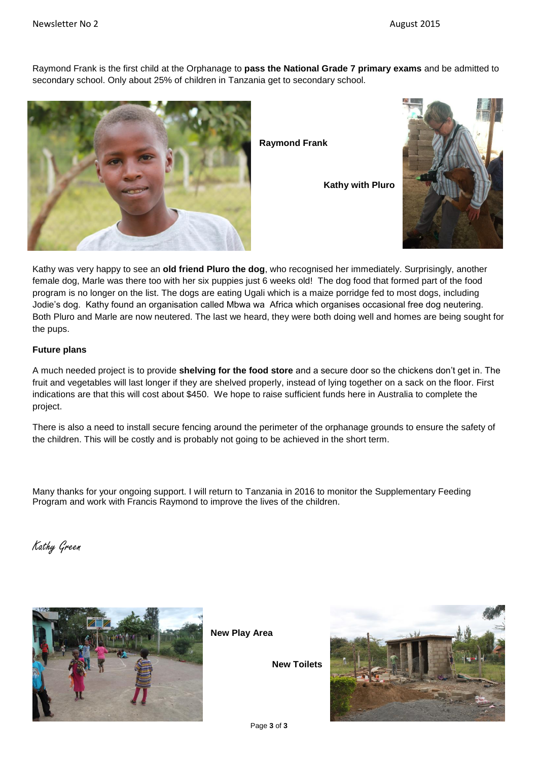Raymond Frank is the first child at the Orphanage to **pass the National Grade 7 primary exams** and be admitted to secondary school. Only about 25% of children in Tanzania get to secondary school.

**Raymond Frank**

**Kathy with Pluro**

Kathy was very happy to see an **old friend Pluro the dog**, who recognised her immediately. Surprisingly, another female dog, Marle was there too with her six puppies just 6 weeks old! The dog food that formed part of the food program is no longer on the list. The dogs are eating Ugali which is a maize porridge fed to most dogs, including Jodie's dog. Kathy found an organisation called Mbwa wa Africa which organises occasional free dog neutering. Both Pluro and Marle are now neutered. The last we heard, they were both doing well and homes are being sought for the pups.

**Future plans**

A much needed project is to provide **shelving for the food store** and a secure door so the chickens don't get in. The fruit and vegetables will last longer if they are shelved properly, instead of lying together on a sack on the floor. First indications are that this will cost about $450. We hope to raise sufficient funds here in Australia to complete the project.

There is also a need to install secure fencing around the perimeter of the orphanage grounds to ensure the safety of the children. This will be costly and is probably not going to be achieved in the short term.

Many thanks for your ongoing support. I will return to Tanzania in 2016 to monitor the Supplementary Feeding Program and work with Francis Raymond to improve the lives of the children.

*Kathy Green*

**New Play Area**

**New Toilets**